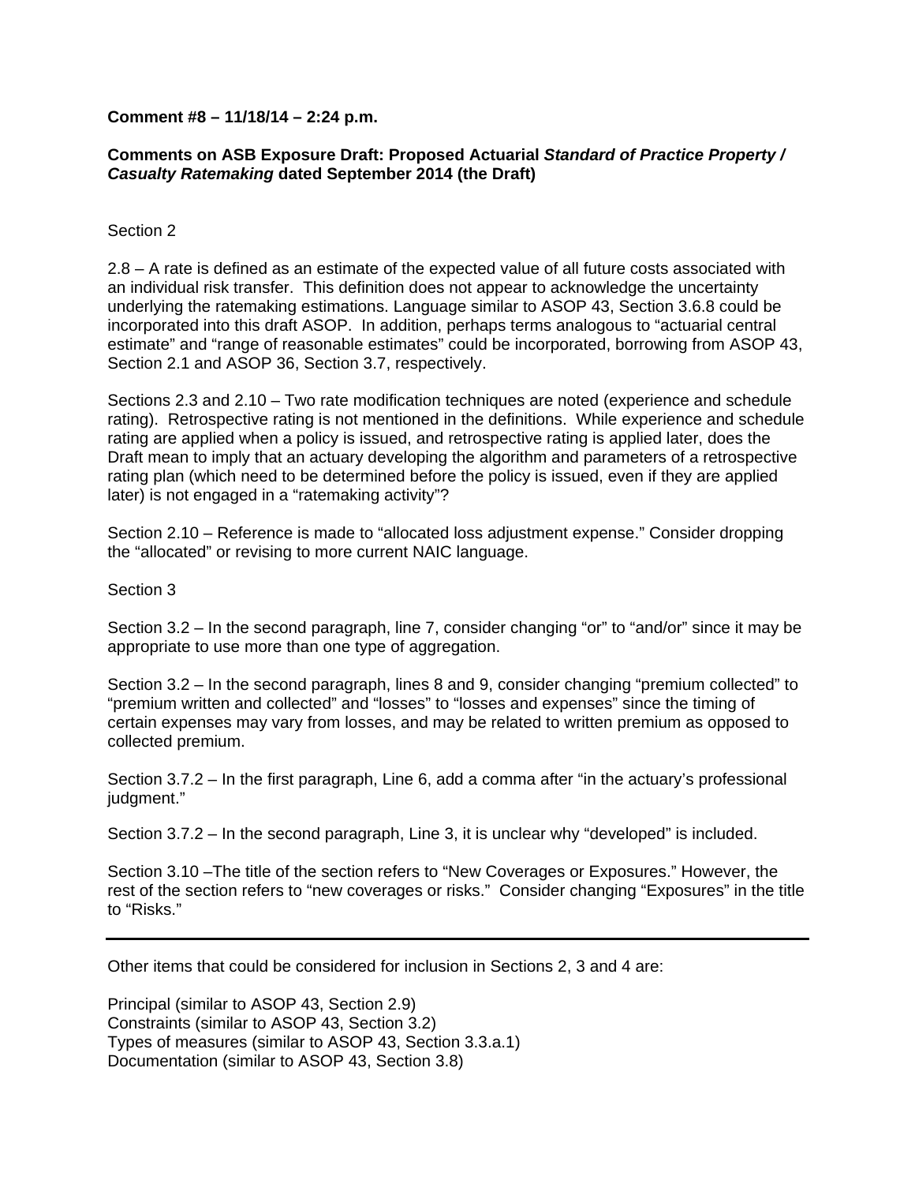**Comment #8 – 11/18/14 – 2:24 p.m.**

**Comments on ASB Exposure Draft: Proposed Actuarial *Standard of Practice Property / Casualty Ratemaking* dated September 2014 (the Draft)**

Section 2

2.8 – A rate is defined as an estimate of the expected value of all future costs associated with an individual risk transfer. This definition does not appear to acknowledge the uncertainty underlying the ratemaking estimations. Language similar to ASOP 43, Section 3.6.8 could be incorporated into this draft ASOP. In addition, perhaps terms analogous to "actuarial central estimate" and "range of reasonable estimates" could be incorporated, borrowing from ASOP 43, Section 2.1 and ASOP 36, Section 3.7, respectively.

Sections 2.3 and 2.10 – Two rate modification techniques are noted (experience and schedule rating). Retrospective rating is not mentioned in the definitions. While experience and schedule rating are applied when a policy is issued, and retrospective rating is applied later, does the Draft mean to imply that an actuary developing the algorithm and parameters of a retrospective rating plan (which need to be determined before the policy is issued, even if they are applied later) is not engaged in a "ratemaking activity"?

Section 2.10 – Reference is made to "allocated loss adjustment expense." Consider dropping the "allocated" or revising to more current NAIC language.

Section 3

Section 3.2 – In the second paragraph, line 7, consider changing "or" to "and/or" since it may be appropriate to use more than one type of aggregation.

Section 3.2 – In the second paragraph, lines 8 and 9, consider changing "premium collected" to "premium written and collected" and "losses" to "losses and expenses" since the timing of certain expenses may vary from losses, and may be related to written premium as opposed to collected premium.

Section 3.7.2 – In the first paragraph, Line 6, add a comma after "in the actuary's professional judgment."

Section 3.7.2 – In the second paragraph, Line 3, it is unclear why "developed" is included.

Section 3.10 –The title of the section refers to "New Coverages or Exposures." However, the rest of the section refers to "new coverages or risks." Consider changing "Exposures" in the title to "Risks."

---

Other items that could be considered for inclusion in Sections 2, 3 and 4 are:

Principal (similar to ASOP 43, Section 2.9)
Constraints (similar to ASOP 43, Section 3.2)
Types of measures (similar to ASOP 43, Section 3.3.a.1)
Documentation (similar to ASOP 43, Section 3.8)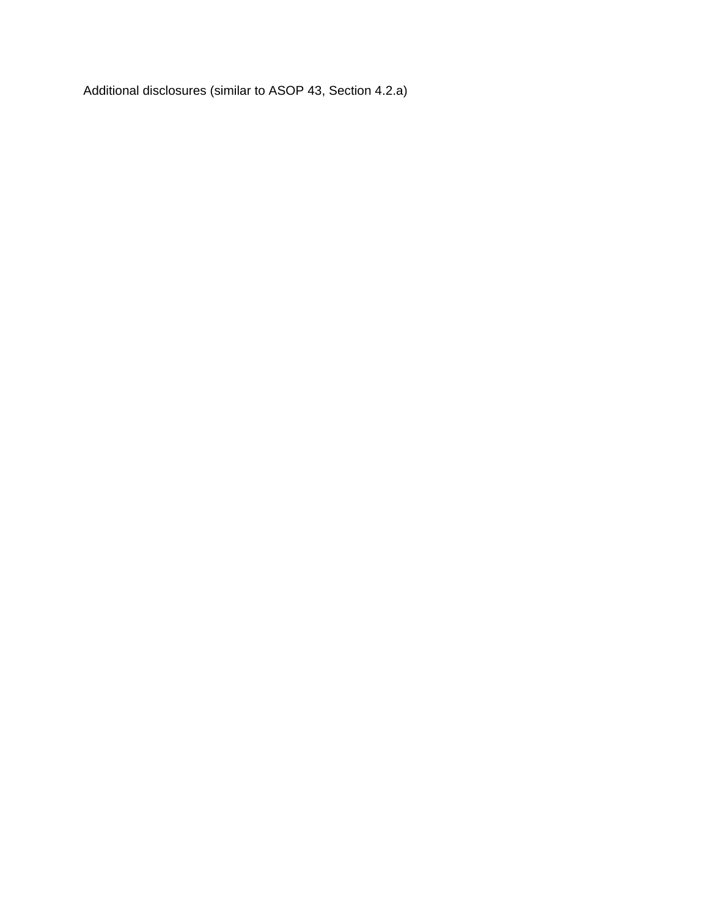Additional disclosures (similar to ASOP 43, Section 4.2.a)